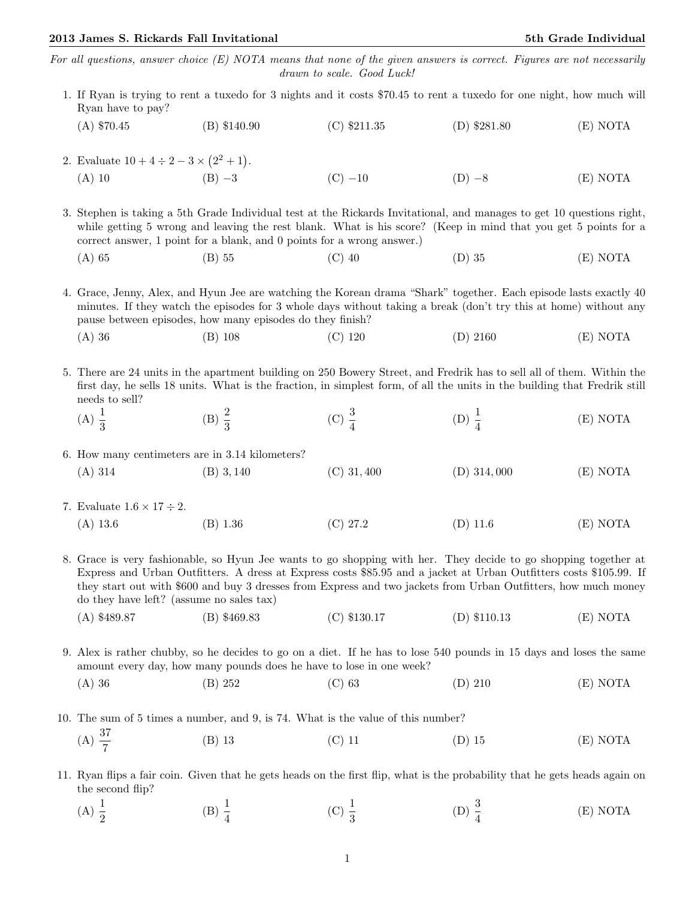*For all questions, answer choice (E) NOTA means that none of the given answers is correct. Figures are not necessarily drawn to scale. Good Luck!*

1. If Ryan is trying to rent a tuxedo for 3 nights and it costs \$70.45 to rent a tuxedo for one night, how much will Ryan have to pay?

   (A) \$70.45 (B) \$140.90 (C) \$211.35 (D) \$281.80 (E) NOTA

2. Evaluate $10 + 4 \div 2 - 3 \times (2^2 + 1)$.

   (A) 10 (B) $-3$ (C) $-10$ (D) $-8$ (E) NOTA

3. Stephen is taking a 5th Grade Individual test at the Rickards Invitational, and manages to get 10 questions right, while getting 5 wrong and leaving the rest blank. What is his score? (Keep in mind that you get 5 points for a correct answer, 1 point for a blank, and 0 points for a wrong answer.)

   (A) 65 (B) 55 (C) 40 (D) 35 (E) NOTA

4. Grace, Jenny, Alex, and Hyun Jee are watching the Korean drama "Shark" together. Each episode lasts exactly 40 minutes. If they watch the episodes for 3 whole days without taking a break (don't try this at home) without any pause between episodes, how many episodes do they finish?

   (A) 36 (B) 108 (C) 120 (D) 2160 (E) NOTA

5. There are 24 units in the apartment building on 250 Bowery Street, and Fredrik has to sell all of them. Within the first day, he sells 18 units. What is the fraction, in simplest form, of all the units in the building that Fredrik still needs to sell?

   (A) $\frac{1}{3}$ (B) $\frac{2}{3}$ (C) $\frac{3}{4}$ (D) $\frac{1}{4}$ (E) NOTA

6. How many centimeters are in 3.14 kilometers?

   (A) 314 (B) 3,140 (C) 31,400 (D) 314,000 (E) NOTA

7. Evaluate $1.6 \times 17 \div 2$.

   (A) 13.6 (B) 1.36 (C) 27.2 (D) 11.6 (E) NOTA

8. Grace is very fashionable, so Hyun Jee wants to go shopping with her. They decide to go shopping together at Express and Urban Outfitters. A dress at Express costs \$85.95 and a jacket at Urban Outfitters costs \$105.99. If they start out with \$600 and buy 3 dresses from Express and two jackets from Urban Outfitters, how much money do they have left? (assume no sales tax)

   (A) \$489.87 (B) \$469.83 (C) \$130.17 (D) \$110.13 (E) NOTA

9. Alex is rather chubby, so he decides to go on a diet. If he has to lose 540 pounds in 15 days and loses the same amount every day, how many pounds does he have to lose in one week?

   (A) 36 (B) 252 (C) 63 (D) 210 (E) NOTA

10. The sum of 5 times a number, and 9, is 74. What is the value of this number?

    (A) $\frac{37}{7}$ (B) 13 (C) 11 (D) 15 (E) NOTA

11. Ryan flips a fair coin. Given that he gets heads on the first flip, what is the probability that he gets heads again on the second flip?

    (A) $\frac{1}{2}$ (B) $\frac{1}{4}$ (C) $\frac{1}{3}$ (D) $\frac{3}{4}$ (E) NOTA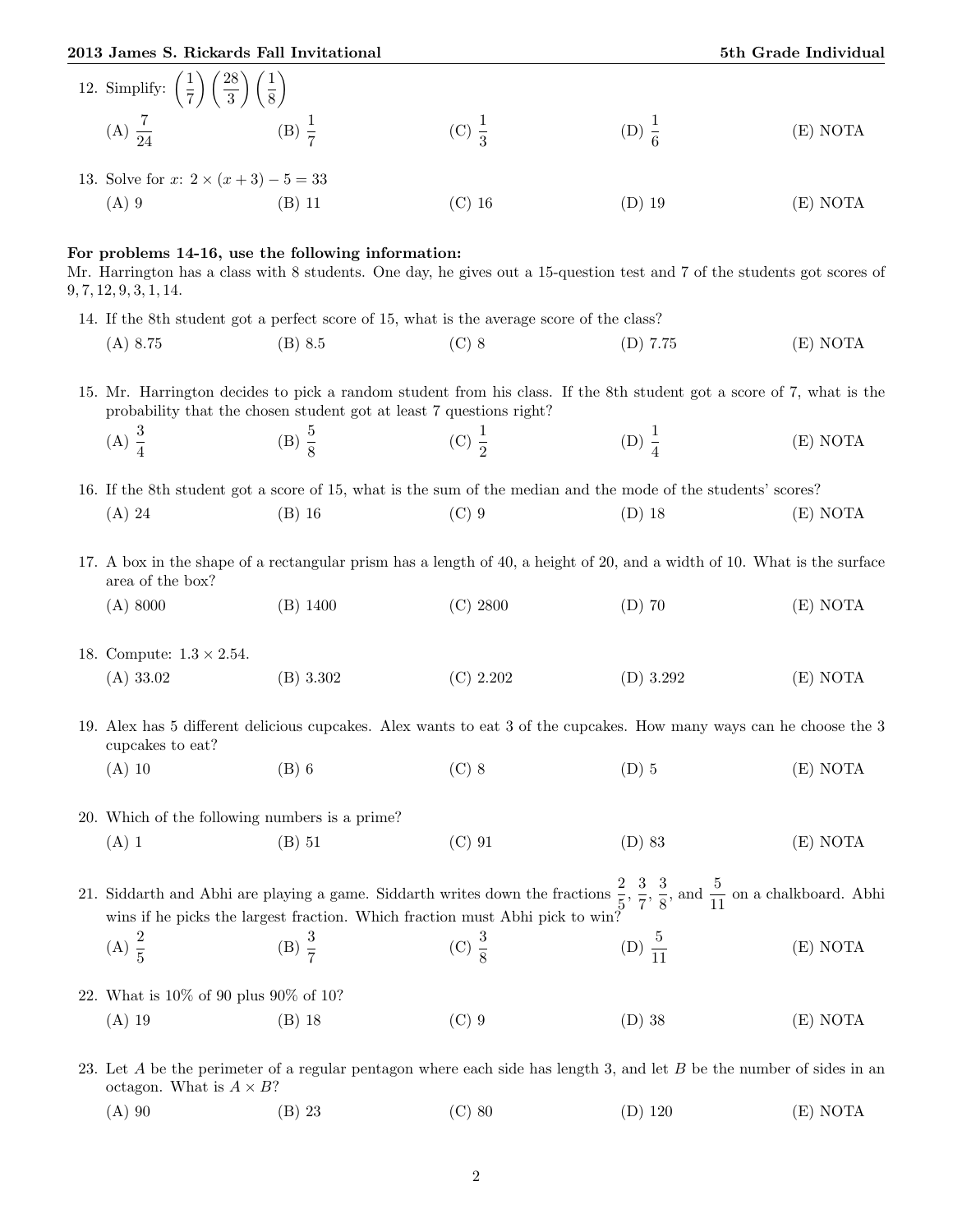12. Simplify: $\left(\frac{1}{7}\right)\left(\frac{28}{3}\right)\left(\frac{1}{8}\right)$

(A) $\frac{7}{24}$ (B) $\frac{1}{7}$ (C) $\frac{1}{3}$ (D) $\frac{1}{6}$ (E) NOTA

13. Solve for $x$: $2 \times (x+3) - 5 = 33$

(A) 9 (B) 11 (C) 16 (D) 19 (E) NOTA

**For problems 14-16, use the following information:**
Mr. Harrington has a class with 8 students. One day, he gives out a 15-question test and 7 of the students got scores of $9, 7, 12, 9, 3, 1, 14$.

14. If the 8th student got a perfect score of 15, what is the average score of the class?

(A) 8.75 (B) 8.5 (C) 8 (D) 7.75 (E) NOTA

15. Mr. Harrington decides to pick a random student from his class. If the 8th student got a score of 7, what is the probability that the chosen student got at least 7 questions right?

(A) $\frac{3}{4}$ (B) $\frac{5}{8}$ (C) $\frac{1}{2}$ (D) $\frac{1}{4}$ (E) NOTA

16. If the 8th student got a score of 15, what is the sum of the median and the mode of the students' scores?

(A) 24 (B) 16 (C) 9 (D) 18 (E) NOTA

17. A box in the shape of a rectangular prism has a length of 40, a height of 20, and a width of 10. What is the surface area of the box?

(A) 8000 (B) 1400 (C) 2800 (D) 70 (E) NOTA

18. Compute: $1.3 \times 2.54$.

(A) 33.02 (B) 3.302 (C) 2.202 (D) 3.292 (E) NOTA

19. Alex has 5 different delicious cupcakes. Alex wants to eat 3 of the cupcakes. How many ways can he choose the 3 cupcakes to eat?

(A) 10 (B) 6 (C) 8 (D) 5 (E) NOTA

20. Which of the following numbers is a prime?

(A) 1 (B) 51 (C) 91 (D) 83 (E) NOTA

21. Siddarth and Abhi are playing a game. Siddarth writes down the fractions $\frac{2}{5}$, $\frac{3}{7}$, $\frac{3}{8}$, and $\frac{5}{11}$ on a chalkboard. Abhi wins if he picks the largest fraction. Which fraction must Abhi pick to win?

(A) $\frac{2}{5}$ (B) $\frac{3}{7}$ (C) $\frac{3}{8}$ (D) $\frac{5}{11}$ (E) NOTA

22. What is 10% of 90 plus 90% of 10?

(A) 19 (B) 18 (C) 9 (D) 38 (E) NOTA

23. Let $A$ be the perimeter of a regular pentagon where each side has length 3, and let $B$ be the number of sides in an octagon. What is $A \times B$?

(A) 90 (B) 23 (C) 80 (D) 120 (E) NOTA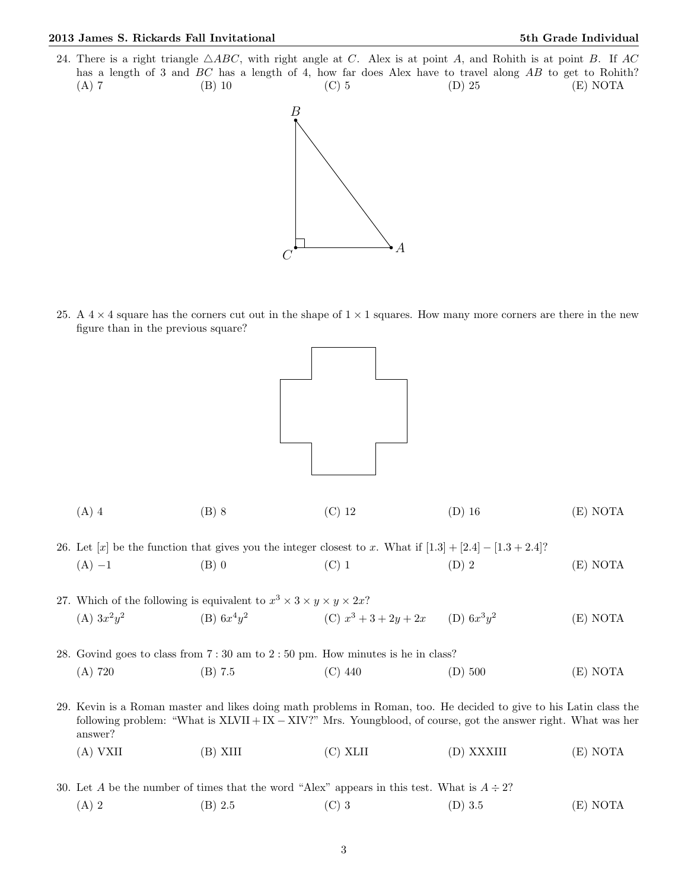24. There is a right triangle $\triangle ABC$, with right angle at $C$. Alex is at point $A$, and Rohith is at point $B$. If $AC$ has a length of 3 and $BC$ has a length of 4, how far does Alex have to travel along $AB$ to get to Rohith?

(A) 7 (B) 10 (C) 5 (D) 25 (E) NOTA

B

C A

25. A $4 \times 4$ square has the corners cut out in the shape of $1 \times 1$ squares. How many more corners are there in the new figure than in the previous square?

(A) 4 (B) 8 (C) 12 (D) 16 (E) NOTA

26. Let $[x]$ be the function that gives you the integer closest to $x$. What if $[1.3] + [2.4] - [1.3 + 2.4]$?

(A) $-1$ (B) 0 (C) 1 (D) 2 (E) NOTA

27. Which of the following is equivalent to $x^3 \times 3 \times y \times y \times 2x$?

(A) $3x^2y^2$ (B) $6x^4y^2$ (C) $x^3 + 3 + 2y + 2x$ (D) $6x^3y^2$ (E) NOTA

28. Govind goes to class from 7 : 30 am to 2 : 50 pm. How minutes is he in class?

(A) 720 (B) 7.5 (C) 440 (D) 500 (E) NOTA

29. Kevin is a Roman master and likes doing math problems in Roman, too. He decided to give to his Latin class the following problem: "What is XLVII + IX − XIV?" Mrs. Youngblood, of course, got the answer right. What was her answer?

(A) VXII (B) XIII (C) XLII (D) XXXIII (E) NOTA

30. Let $A$ be the number of times that the word "Alex" appears in this test. What is $A \div 2$?

(A) 2 (B) 2.5 (C) 3 (D) 3.5 (E) NOTA